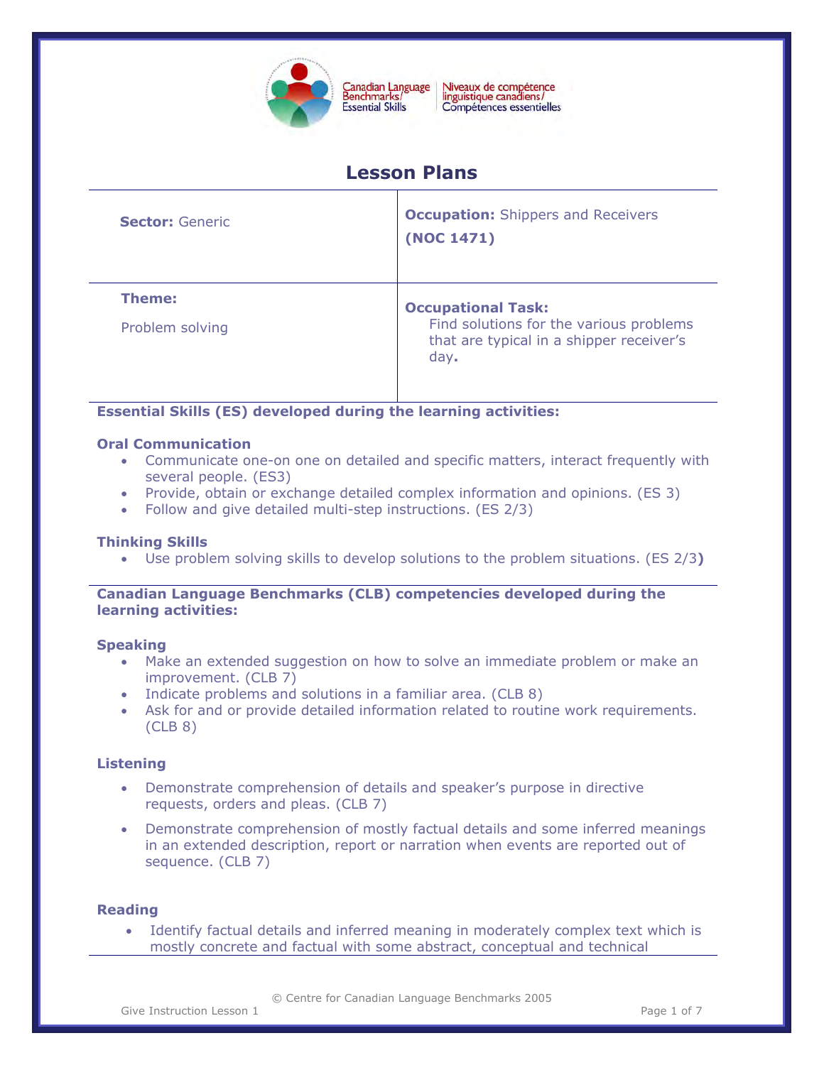Canadian Language Benchmarks/Essential Skills | Niveaux de compétence linguistique canadiens/Compétences essentielles

# Lesson Plans

| **Sector:** Generic | **Occupation:** Shippers and Receivers **(NOC 1471)** |
|---|---|
| **Theme:** Problem solving | **Occupational Task:** Find solutions for the various problems that are typical in a shipper receiver's day. |

**Essential Skills (ES) developed during the learning activities:**

**Oral Communication**

- Communicate one-on one on detailed and specific matters, interact frequently with several people. (ES3)
- Provide, obtain or exchange detailed complex information and opinions. (ES 3)
- Follow and give detailed multi-step instructions. (ES 2/3)

**Thinking Skills**

- Use problem solving skills to develop solutions to the problem situations. (ES 2/3)

**Canadian Language Benchmarks (CLB) competencies developed during the learning activities:**

**Speaking**

- Make an extended suggestion on how to solve an immediate problem or make an improvement. (CLB 7)
- Indicate problems and solutions in a familiar area. (CLB 8)
- Ask for and or provide detailed information related to routine work requirements. (CLB 8)

**Listening**

- Demonstrate comprehension of details and speaker's purpose in directive requests, orders and pleas. (CLB 7)
- Demonstrate comprehension of mostly factual details and some inferred meanings in an extended description, report or narration when events are reported out of sequence. (CLB 7)

**Reading**

- Identify factual details and inferred meaning in moderately complex text which is mostly concrete and factual with some abstract, conceptual and technical

© Centre for Canadian Language Benchmarks 2005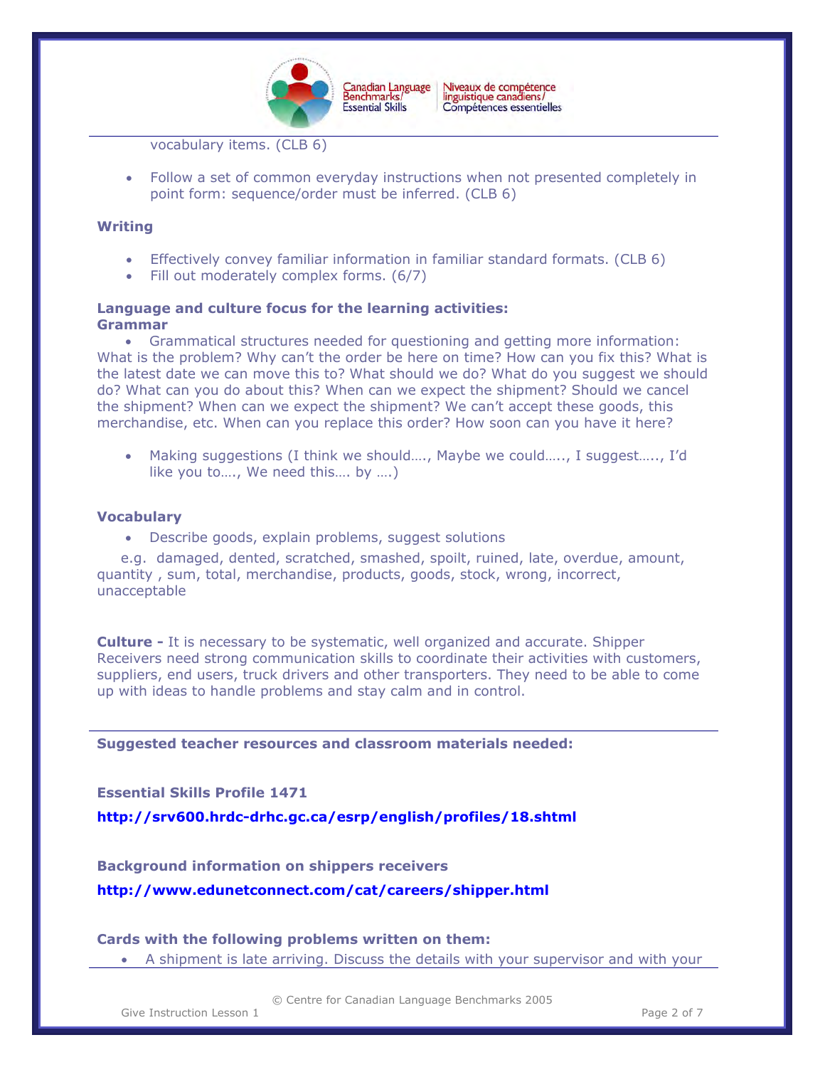vocabulary items. (CLB 6)

- Follow a set of common everyday instructions when not presented completely in point form: sequence/order must be inferred. (CLB 6)

**Writing**

- Effectively convey familiar information in familiar standard formats. (CLB 6)
- Fill out moderately complex forms. (6/7)

**Language and culture focus for the learning activities:**
**Grammar**

- Grammatical structures needed for questioning and getting more information: What is the problem? Why can't the order be here on time? How can you fix this? What is the latest date we can move this to? What should we do? What do you suggest we should do? What can you do about this? When can we expect the shipment? Should we cancel the shipment? When can we expect the shipment? We can't accept these goods, this merchandise, etc. When can you replace this order? How soon can you have it here?

- Making suggestions (I think we should…., Maybe we could….., I suggest….., I'd like you to…., We need this…. by ….)

**Vocabulary**

- Describe goods, explain problems, suggest solutions

e.g. damaged, dented, scratched, smashed, spoilt, ruined, late, overdue, amount, quantity , sum, total, merchandise, products, goods, stock, wrong, incorrect, unacceptable

**Culture -** It is necessary to be systematic, well organized and accurate. Shipper Receivers need strong communication skills to coordinate their activities with customers, suppliers, end users, truck drivers and other transporters. They need to be able to come up with ideas to handle problems and stay calm and in control.

---

**Suggested teacher resources and classroom materials needed:**

**Essential Skills Profile 1471**

**http://srv600.hrdc-drhc.gc.ca/esrp/english/profiles/18.shtml**

**Background information on shippers receivers**

**http://www.edunetconnect.com/cat/careers/shipper.html**

**Cards with the following problems written on them:**

- A shipment is late arriving. Discuss the details with your supervisor and with your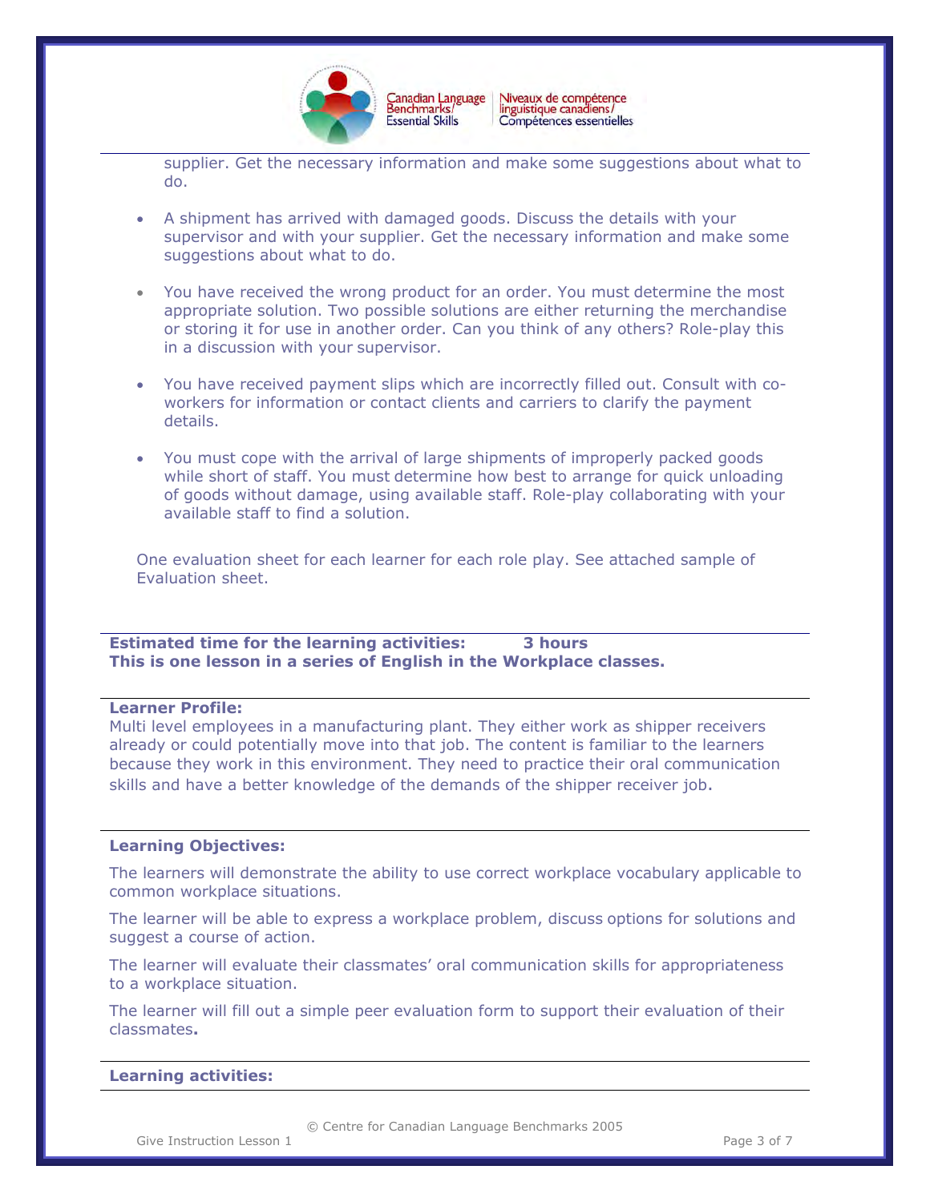supplier. Get the necessary information and make some suggestions about what to do.

- A shipment has arrived with damaged goods. Discuss the details with your supervisor and with your supplier. Get the necessary information and make some suggestions about what to do.
- You have received the wrong product for an order. You must determine the most appropriate solution. Two possible solutions are either returning the merchandise or storing it for use in another order. Can you think of any others? Role-play this in a discussion with your supervisor.
- You have received payment slips which are incorrectly filled out. Consult with co-workers for information or contact clients and carriers to clarify the payment details.
- You must cope with the arrival of large shipments of improperly packed goods while short of staff. You must determine how best to arrange for quick unloading of goods without damage, using available staff. Role-play collaborating with your available staff to find a solution.

One evaluation sheet for each learner for each role play. See attached sample of Evaluation sheet.

---

**Estimated time for the learning activities: 3 hours**
**This is one lesson in a series of English in the Workplace classes.**

---

**Learner Profile:**

Multi level employees in a manufacturing plant. They either work as shipper receivers already or could potentially move into that job. The content is familiar to the learners because they work in this environment. They need to practice their oral communication skills and have a better knowledge of the demands of the shipper receiver job.

---

**Learning Objectives:**

The learners will demonstrate the ability to use correct workplace vocabulary applicable to common workplace situations.

The learner will be able to express a workplace problem, discuss options for solutions and suggest a course of action.

The learner will evaluate their classmates' oral communication skills for appropriateness to a workplace situation.

The learner will fill out a simple peer evaluation form to support their evaluation of their classmates.

---

**Learning activities:**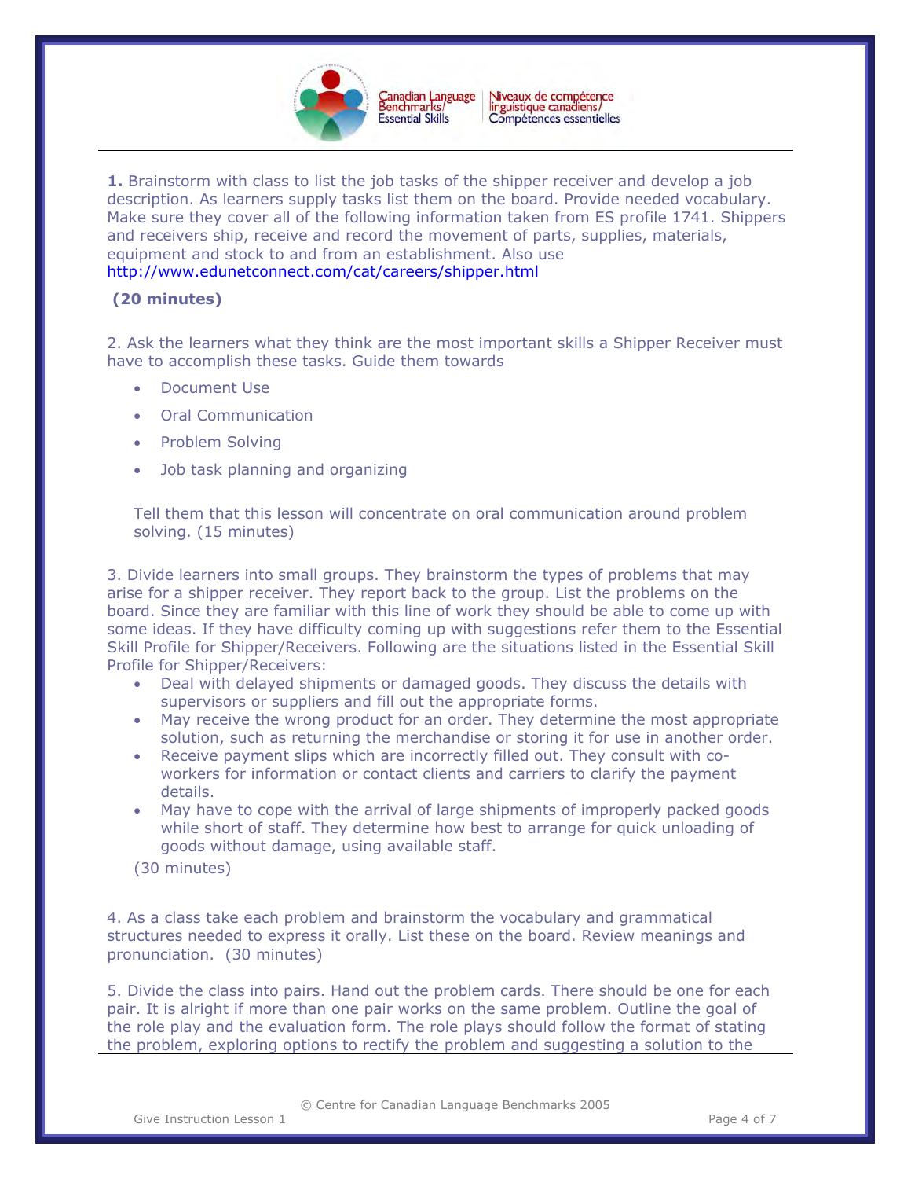**1.** Brainstorm with class to list the job tasks of the shipper receiver and develop a job description. As learners supply tasks list them on the board. Provide needed vocabulary. Make sure they cover all of the following information taken from ES profile 1741. Shippers and receivers ship, receive and record the movement of parts, supplies, materials, equipment and stock to and from an establishment. Also use http://www.edunetconnect.com/cat/careers/shipper.html

**(20 minutes)**

2. Ask the learners what they think are the most important skills a Shipper Receiver must have to accomplish these tasks. Guide them towards

- Document Use
- Oral Communication
- Problem Solving
- Job task planning and organizing

Tell them that this lesson will concentrate on oral communication around problem solving. (15 minutes)

3. Divide learners into small groups. They brainstorm the types of problems that may arise for a shipper receiver. They report back to the group. List the problems on the board. Since they are familiar with this line of work they should be able to come up with some ideas. If they have difficulty coming up with suggestions refer them to the Essential Skill Profile for Shipper/Receivers. Following are the situations listed in the Essential Skill Profile for Shipper/Receivers:

- Deal with delayed shipments or damaged goods. They discuss the details with supervisors or suppliers and fill out the appropriate forms.
- May receive the wrong product for an order. They determine the most appropriate solution, such as returning the merchandise or storing it for use in another order.
- Receive payment slips which are incorrectly filled out. They consult with co-workers for information or contact clients and carriers to clarify the payment details.
- May have to cope with the arrival of large shipments of improperly packed goods while short of staff. They determine how best to arrange for quick unloading of goods without damage, using available staff.

(30 minutes)

4. As a class take each problem and brainstorm the vocabulary and grammatical structures needed to express it orally. List these on the board. Review meanings and pronunciation. (30 minutes)

5. Divide the class into pairs. Hand out the problem cards. There should be one for each pair. It is alright if more than one pair works on the same problem. Outline the goal of the role play and the evaluation form. The role plays should follow the format of stating the problem, exploring options to rectify the problem and suggesting a solution to the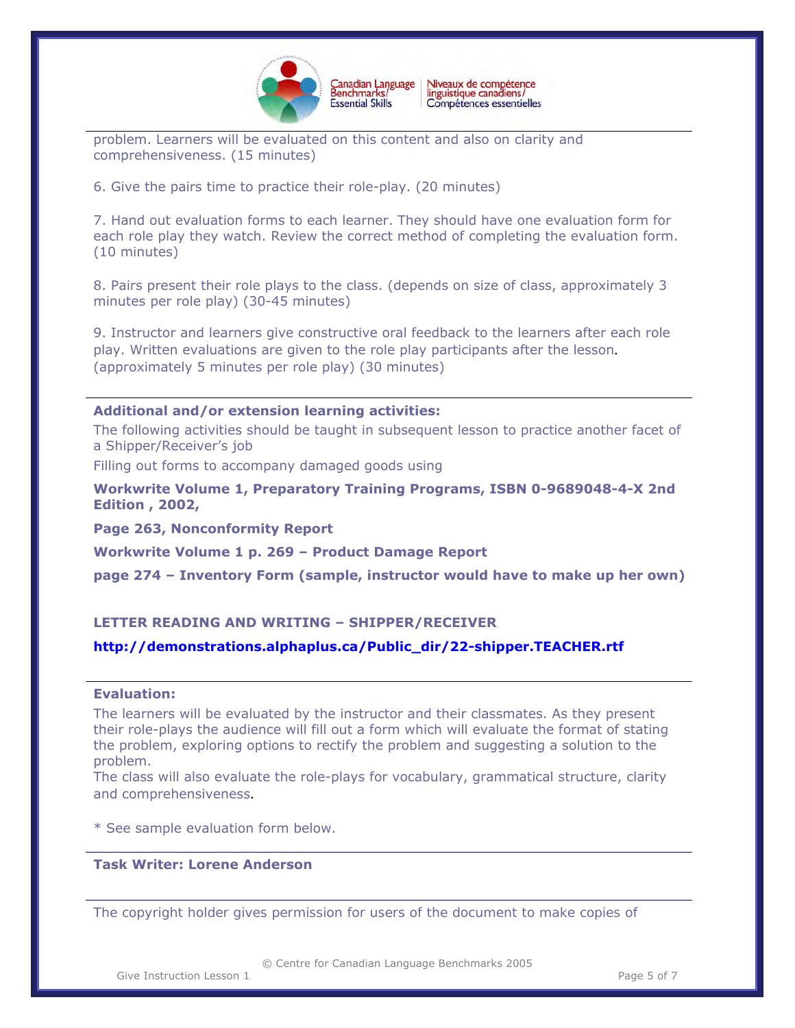problem. Learners will be evaluated on this content and also on clarity and comprehensiveness. (15 minutes)

6. Give the pairs time to practice their role-play. (20 minutes)

7. Hand out evaluation forms to each learner. They should have one evaluation form for each role play they watch. Review the correct method of completing the evaluation form. (10 minutes)

8. Pairs present their role plays to the class. (depends on size of class, approximately 3 minutes per role play) (30-45 minutes)

9. Instructor and learners give constructive oral feedback to the learners after each role play. Written evaluations are given to the role play participants after the lesson. (approximately 5 minutes per role play) (30 minutes)

**Additional and/or extension learning activities:**

The following activities should be taught in subsequent lesson to practice another facet of a Shipper/Receiver's job

Filling out forms to accompany damaged goods using

**Workwrite Volume 1, Preparatory Training Programs, ISBN 0-9689048-4-X 2nd Edition , 2002,**

**Page 263, Nonconformity Report**

**Workwrite Volume 1 p. 269 – Product Damage Report**

**page 274 – Inventory Form (sample, instructor would have to make up her own)**

**LETTER READING AND WRITING – SHIPPER/RECEIVER**

**http://demonstrations.alphaplus.ca/Public_dir/22-shipper.TEACHER.rtf**

**Evaluation:**

The learners will be evaluated by the instructor and their classmates. As they present their role-plays the audience will fill out a form which will evaluate the format of stating the problem, exploring options to rectify the problem and suggesting a solution to the problem.
The class will also evaluate the role-plays for vocabulary, grammatical structure, clarity and comprehensiveness.

* See sample evaluation form below.

**Task Writer: Lorene Anderson**

The copyright holder gives permission for users of the document to make copies of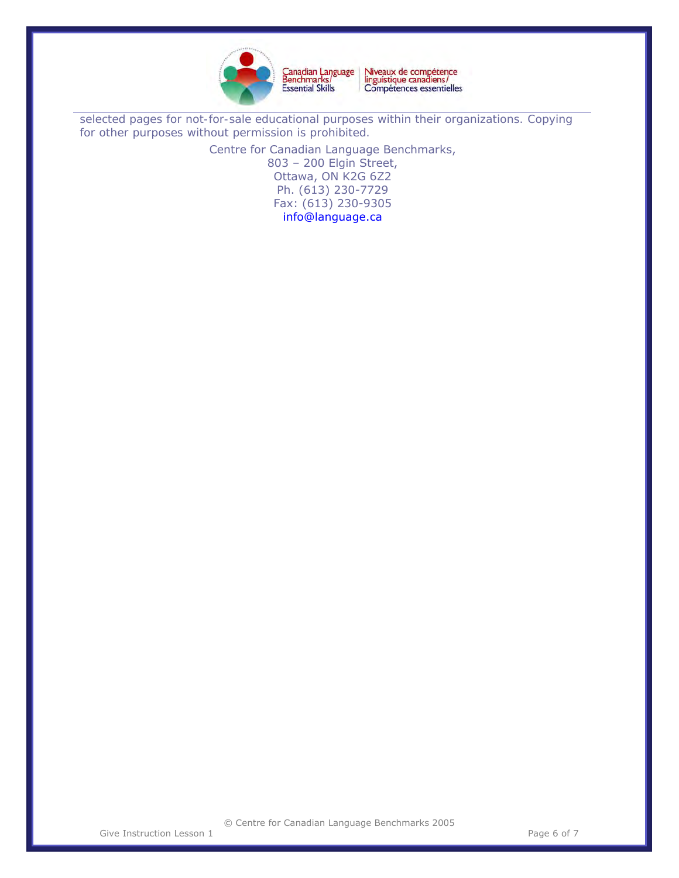selected pages for not-for-sale educational purposes within their organizations. Copying for other purposes without permission is prohibited.

Centre for Canadian Language Benchmarks,
803 – 200 Elgin Street,
Ottawa, ON K2G 6Z2
Ph. (613) 230-7729
Fax: (613) 230-9305
info@language.ca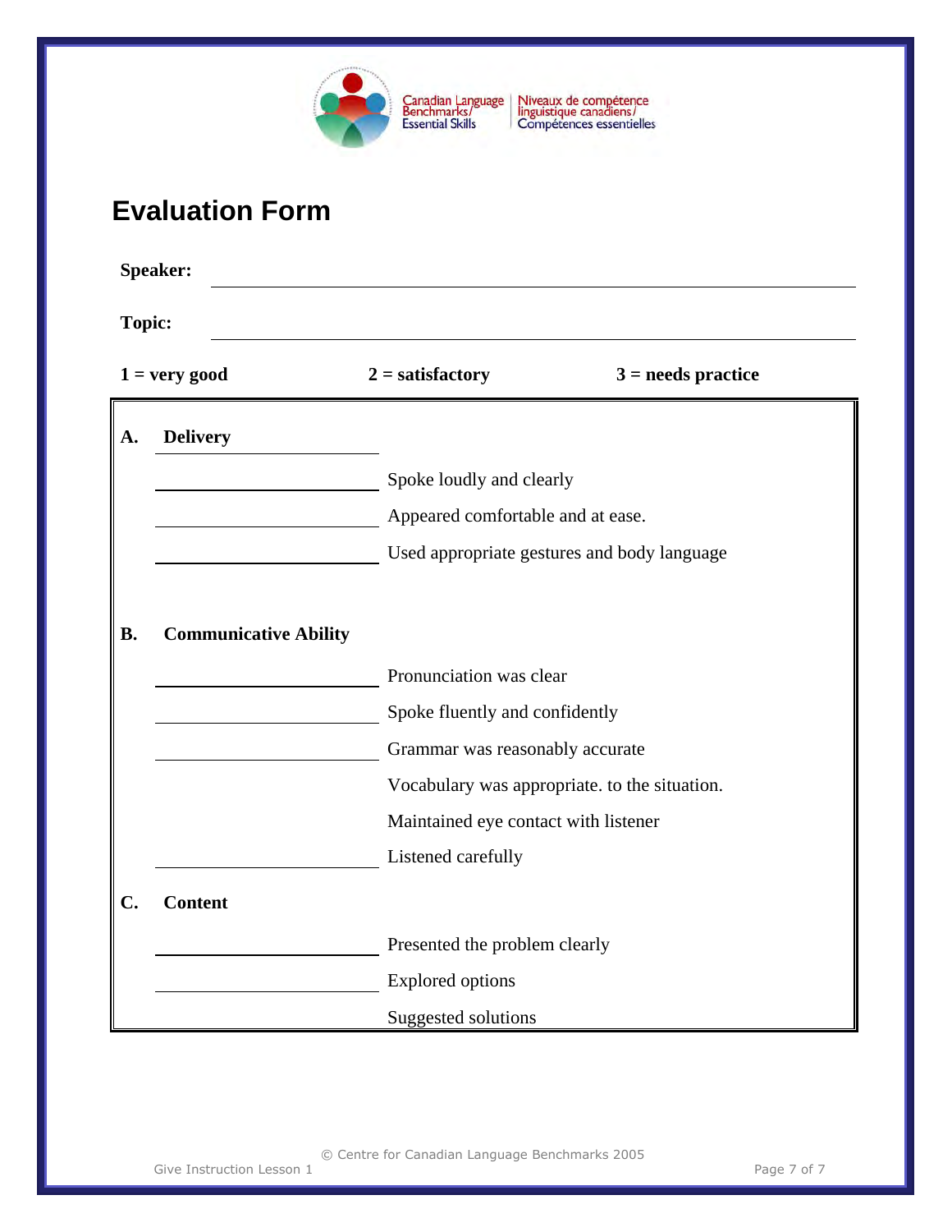Canadian Language Benchmarks/ Essential Skills | Niveaux de compétence linguistique canadiens/ Compétences essentielles

# Evaluation Form

**Speaker:** ____________________________________________

**Topic:** ____________________________________________

**1 = very good** **2 = satisfactory** **3 = needs practice**

**A. Delivery**

________________ Spoke loudly and clearly

________________ Appeared comfortable and at ease.

________________ Used appropriate gestures and body language

**B. Communicative Ability**

________________ Pronunciation was clear

________________ Spoke fluently and confidently

________________ Grammar was reasonably accurate

Vocabulary was appropriate. to the situation.

Maintained eye contact with listener

________________ Listened carefully

**C. Content**

________________ Presented the problem clearly

________________ Explored options

Suggested solutions

© Centre for Canadian Language Benchmarks 2005

Give Instruction Lesson 1